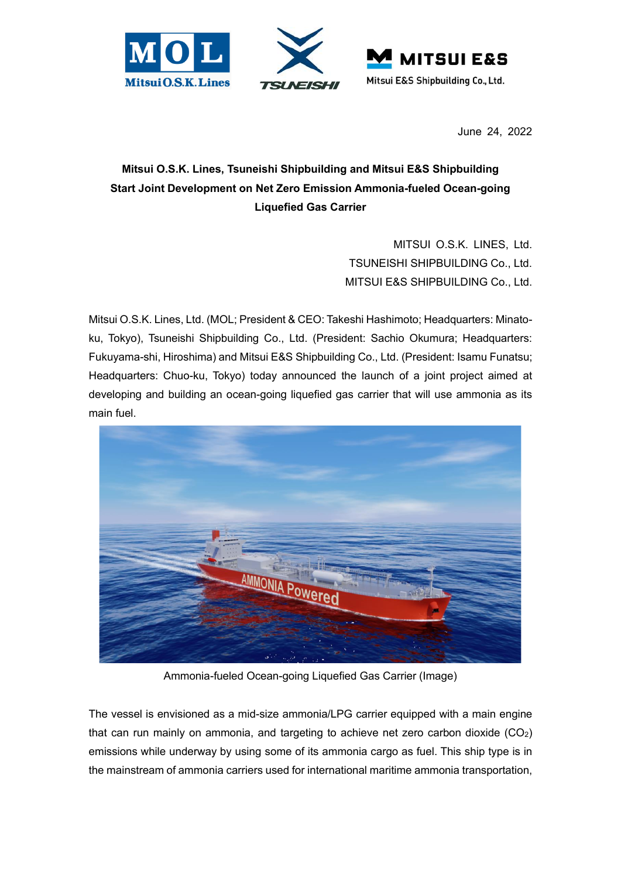June 24, 2022

**Mitsui O.S.K. Lines, Tsuneishi Shipbuilding and Mitsui E&S Shipbuilding Start Joint Development on Net Zero Emission Ammonia-fueled Ocean-going Liquefied Gas Carrier**

MITSUI O.S.K. LINES, Ltd.
TSUNEISHI SHIPBUILDING Co., Ltd.
MITSUI E&S SHIPBUILDING Co., Ltd.

Mitsui O.S.K. Lines, Ltd. (MOL; President & CEO: Takeshi Hashimoto; Headquarters: Minato-ku, Tokyo), Tsuneishi Shipbuilding Co., Ltd. (President: Sachio Okumura; Headquarters: Fukuyama-shi, Hiroshima) and Mitsui E&S Shipbuilding Co., Ltd. (President: Isamu Funatsu; Headquarters: Chuo-ku, Tokyo) today announced the launch of a joint project aimed at developing and building an ocean-going liquefied gas carrier that will use ammonia as its main fuel.

Ammonia-fueled Ocean-going Liquefied Gas Carrier (Image)

The vessel is envisioned as a mid-size ammonia/LPG carrier equipped with a main engine that can run mainly on ammonia, and targeting to achieve net zero carbon dioxide ($CO_2$) emissions while underway by using some of its ammonia cargo as fuel. This ship type is in the mainstream of ammonia carriers used for international maritime ammonia transportation,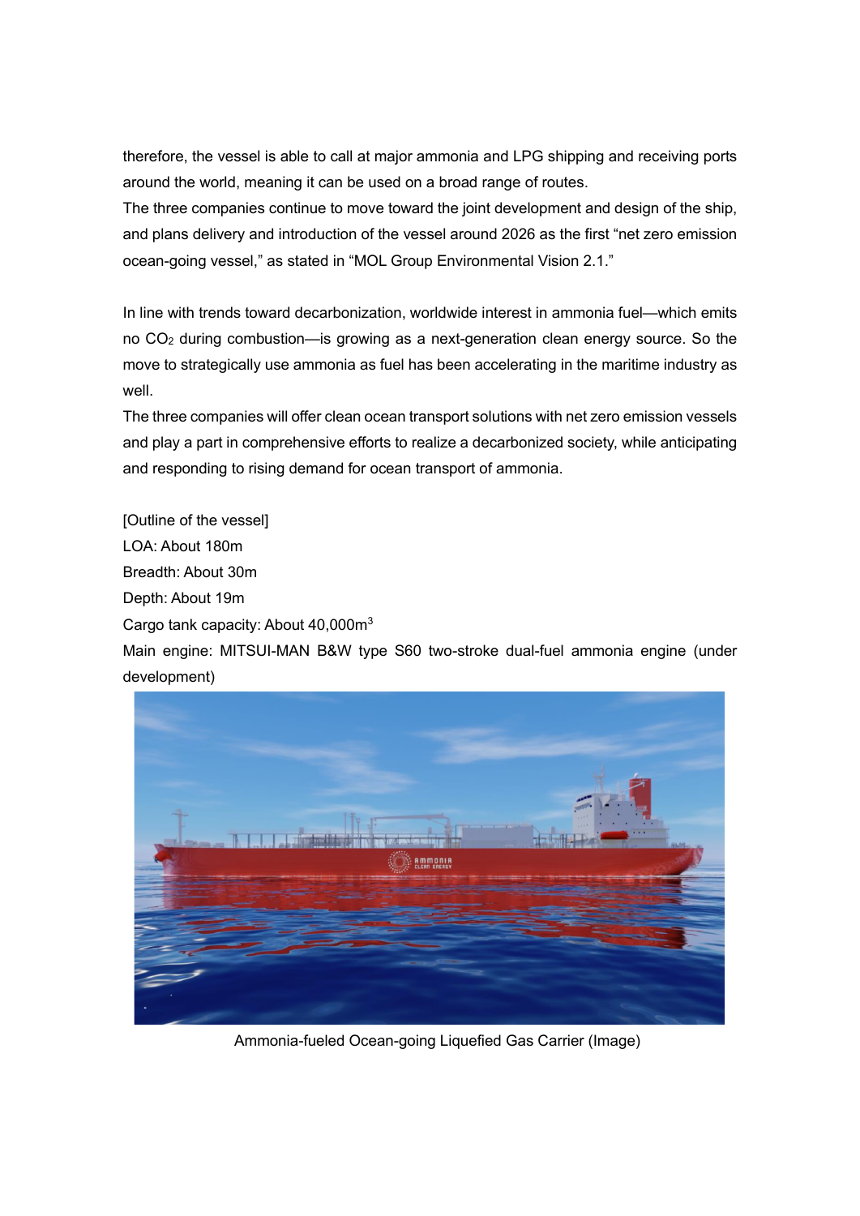therefore, the vessel is able to call at major ammonia and LPG shipping and receiving ports around the world, meaning it can be used on a broad range of routes.

The three companies continue to move toward the joint development and design of the ship, and plans delivery and introduction of the vessel around 2026 as the first "net zero emission ocean-going vessel," as stated in "MOL Group Environmental Vision 2.1."

In line with trends toward decarbonization, worldwide interest in ammonia fuel—which emits no $CO_2$ during combustion—is growing as a next-generation clean energy source. So the move to strategically use ammonia as fuel has been accelerating in the maritime industry as well.

The three companies will offer clean ocean transport solutions with net zero emission vessels and play a part in comprehensive efforts to realize a decarbonized society, while anticipating and responding to rising demand for ocean transport of ammonia.

[Outline of the vessel]

LOA: About 180m

Breadth: About 30m

Depth: About 19m

Cargo tank capacity: About 40,000$m^3$

Main engine: MITSUI-MAN B&W type S60 two-stroke dual-fuel ammonia engine (under development)

Ammonia-fueled Ocean-going Liquefied Gas Carrier (Image)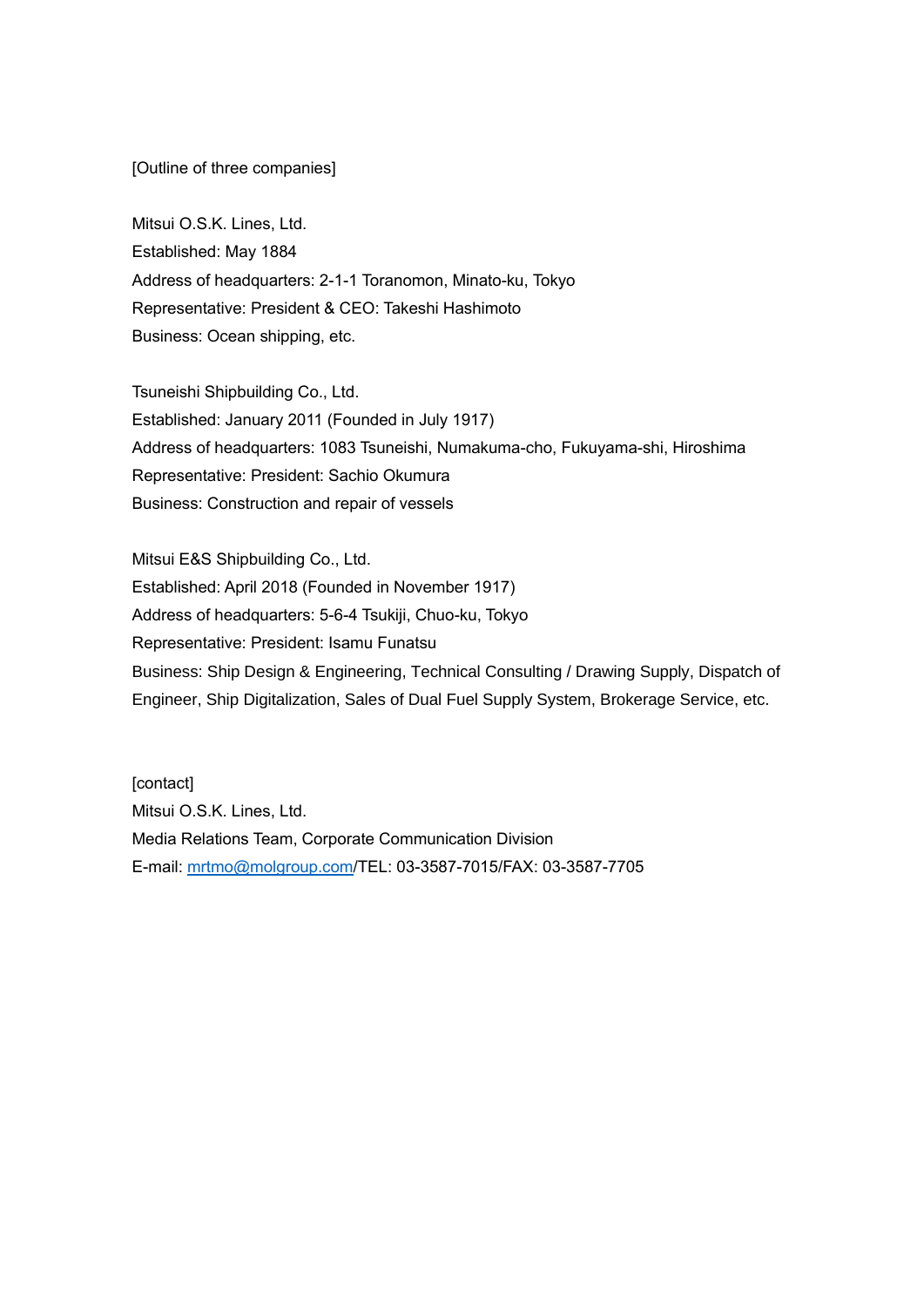[Outline of three companies]

Mitsui O.S.K. Lines, Ltd.
Established: May 1884
Address of headquarters: 2-1-1 Toranomon, Minato-ku, Tokyo
Representative: President & CEO: Takeshi Hashimoto
Business: Ocean shipping, etc.

Tsuneishi Shipbuilding Co., Ltd.
Established: January 2011 (Founded in July 1917)
Address of headquarters: 1083 Tsuneishi, Numakuma-cho, Fukuyama-shi, Hiroshima
Representative: President: Sachio Okumura
Business: Construction and repair of vessels

Mitsui E&S Shipbuilding Co., Ltd.
Established: April 2018 (Founded in November 1917)
Address of headquarters: 5-6-4 Tsukiji, Chuo-ku, Tokyo
Representative: President: Isamu Funatsu
Business: Ship Design & Engineering, Technical Consulting / Drawing Supply, Dispatch of Engineer, Ship Digitalization, Sales of Dual Fuel Supply System, Brokerage Service, etc.

[contact]
Mitsui O.S.K. Lines, Ltd.
Media Relations Team, Corporate Communication Division
E-mail: mrtmo@molgroup.com/TEL: 03-3587-7015/FAX: 03-3587-7705